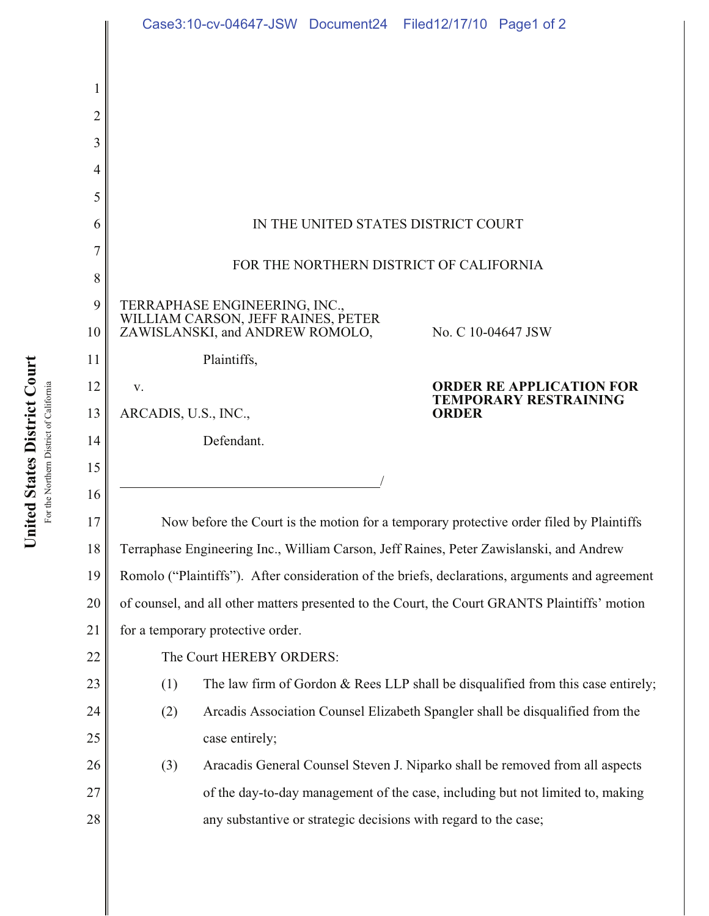IN THE UNITED STATES DISTRICT COURT

FOR THE NORTHERN DISTRICT OF CALIFORNIA

TERRAPHASE ENGINEERING, INC., WILLIAM CARSON, JEFF RAINES, PETER ZAWISLANSKI, and ANDREW ROMOLO,

Plaintiffs,

v.

ARCADIS, U.S., INC.,

Defendant.

No. C 10-04647 JSW

**ORDER RE APPLICATION FOR TEMPORARY RESTRAINING ORDER**

Now before the Court is the motion for a temporary protective order filed by Plaintiffs Terraphase Engineering Inc., William Carson, Jeff Raines, Peter Zawislanski, and Andrew Romolo ("Plaintiffs"). After consideration of the briefs, declarations, arguments and agreement of counsel, and all other matters presented to the Court, the Court GRANTS Plaintiffs' motion for a temporary protective order.

The Court HEREBY ORDERS:

(1) The law firm of Gordon & Rees LLP shall be disqualified from this case entirely;

(2) Arcadis Association Counsel Elizabeth Spangler shall be disqualified from the case entirely;

(3) Aracadis General Counsel Steven J. Niparko shall be removed from all aspects of the day-to-day management of the case, including but not limited to, making any substantive or strategic decisions with regard to the case;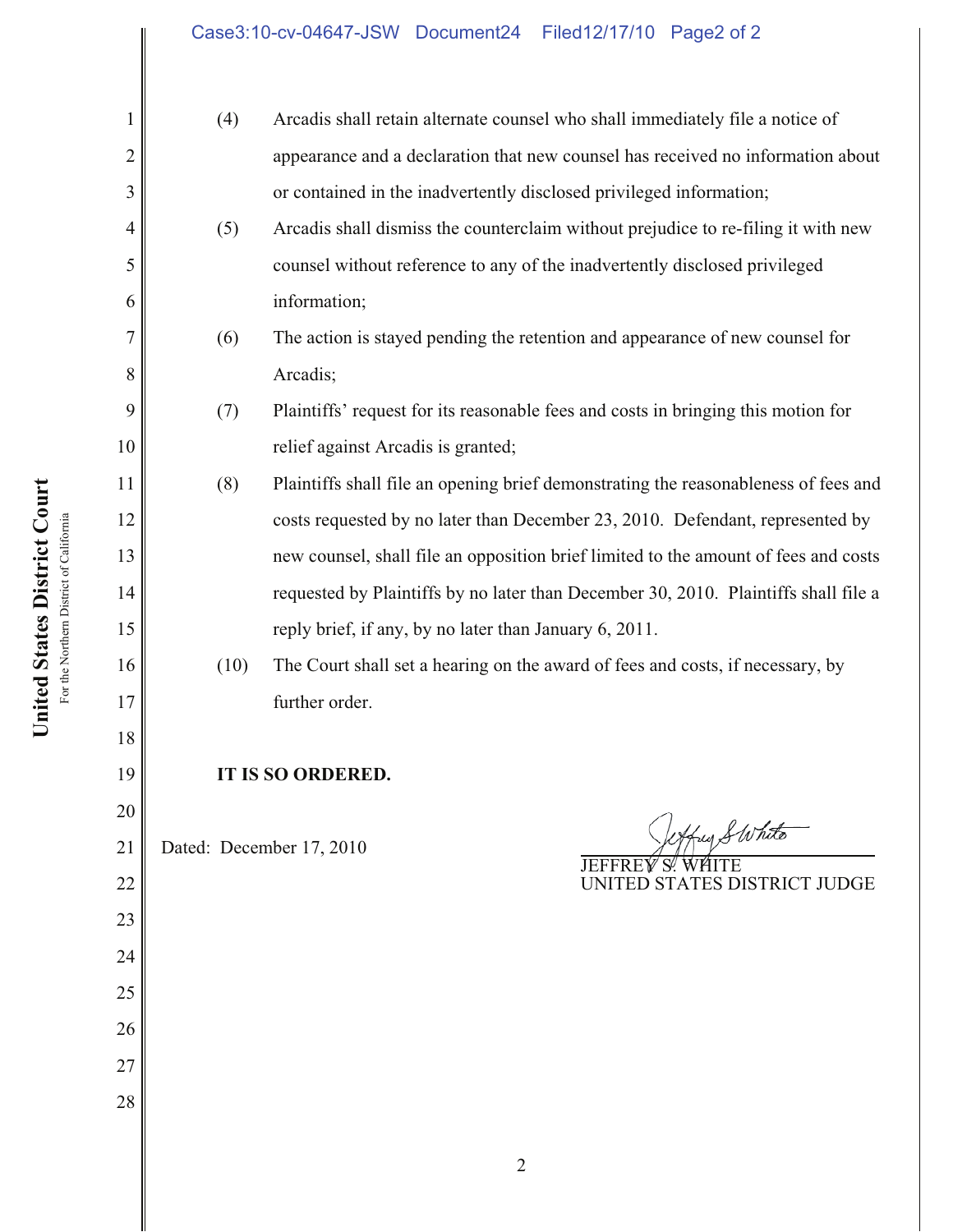(4) Arcadis shall retain alternate counsel who shall immediately file a notice of appearance and a declaration that new counsel has received no information about or contained in the inadvertently disclosed privileged information;

(5) Arcadis shall dismiss the counterclaim without prejudice to re-filing it with new counsel without reference to any of the inadvertently disclosed privileged information;

(6) The action is stayed pending the retention and appearance of new counsel for Arcadis;

(7) Plaintiffs' request for its reasonable fees and costs in bringing this motion for relief against Arcadis is granted;

(8) Plaintiffs shall file an opening brief demonstrating the reasonableness of fees and costs requested by no later than December 23, 2010. Defendant, represented by new counsel, shall file an opposition brief limited to the amount of fees and costs requested by Plaintiffs by no later than December 30, 2010. Plaintiffs shall file a reply brief, if any, by no later than January 6, 2011.

(10) The Court shall set a hearing on the award of fees and costs, if necessary, by further order.

**IT IS SO ORDERED.**

Dated: December 17, 2010

JEFFREY S. WHITE
UNITED STATES DISTRICT JUDGE